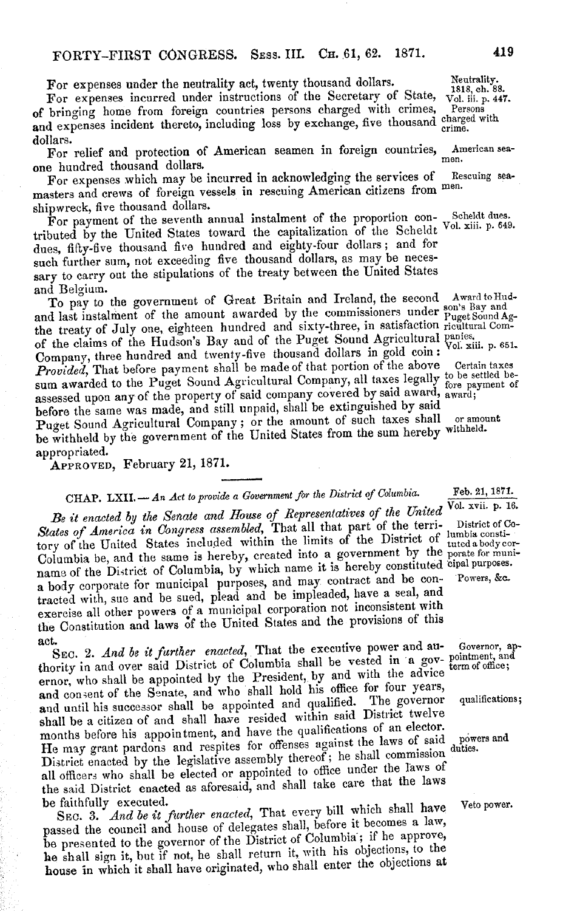For expenses under the neutrality act, twenty thousand dollars.

Neutrality. 1818, ch. 88. Vol. iii. p. 447.

For expenses incurred under instructions of the Secretary of State, of bringing home from foreign countries persons charged with crimes, and expenses incident thereto, including loss by exchange, five thousand dollars.

Persons charged with crime.

For relief and protection of American seamen in foreign countries, one hundred thousand dollars.

American seamen.

For expenses which may be incurred in acknowledging the services of masters and crews of foreign vessels in rescuing American citizens from shipwreck, five thousand dollars.

Rescuing seamen.

For payment of the seventh annual instalment of the proportion contributed by the United States toward the capitalization of the Scheldt dues, fifty-five thousand five hundred and eighty-four dollars; and for such further sum, not exceeding five thousand dollars, as may be necessary to carry out the stipulations of the treaty between the United States and Belgium.

Scheldt dues. Vol. xiii. p. 649.

To pay to the government of Great Britain and Ireland, the second and last instalment of the amount awarded by the commissioners under the treaty of July one, eighteen hundred and sixty-three, in satisfaction of the claims of the Hudson's Bay and of the Puget Sound Agricultural Company, three hundred and twenty-five thousand dollars in gold coin: *Provided*, That before payment shall be made of that portion of the above sum awarded to the Puget Sound Agricultural Company, all taxes legally assessed upon any of the property of said company covered by said award, before the same was made, and still unpaid, shall be extinguished by said Puget Sound Agricultural Company; or the amount of such taxes shall be withheld by the government of the United States from the sum hereby appropriated.

Award to Hudson's Bay and Puget Sound Agricultural Companies. Vol. xiii. p. 651.

Certain taxes to be settled before payment of award;

or amount withheld.

APPROVED, February 21, 1871.

---

## CHAP. LXII.—*An Act to provide a Government for the District of Columbia.*

Feb. 21, 1871. Vol. xvii. p. 16.

*Be it enacted by the Senate and House of Representatives of the United States of America in Congress assembled*, That all that part of the territory of the United States included within the limits of the District of Columbia be, and the same is hereby, created into a government by the name of the District of Columbia, by which name it is hereby constituted a body corporate for municipal purposes, and may contract and be contracted with, sue and be sued, plead and be impleaded, have a seal, and exercise all other powers of a municipal corporation not inconsistent with the Constitution and laws of the United States and the provisions of this act.

District of Columbia constituted a body corporate for municipal purposes.

Powers, &c.

SEC. 2. *And be it further enacted*, That the executive power and authority in and over said District of Columbia shall be vested in a governor, who shall be appointed by the President, by and with the advice and consent of the Senate, and who shall hold his office for four years, and until his successor shall be appointed and qualified. The governor shall be a citizen of and shall have resided within said District twelve months before his appointment, and have the qualifications of an elector. He may grant pardons and respites for offenses against the laws of said District enacted by the legislative assembly thereof; he shall commission all officers who shall be elected or appointed to office under the laws of the said District enacted as aforesaid, and shall take care that the laws be faithfully executed.

Governor, appointment, and term of office;

qualifications;

powers and duties.

SEC. 3. *And be it further enacted*, That every bill which shall have passed the council and house of delegates shall, before it becomes a law, be presented to the governor of the District of Columbia; if he approve, he shall sign it, but if not, he shall return it, with his objections, to the house in which it shall have originated, who shall enter the objections at

Veto power.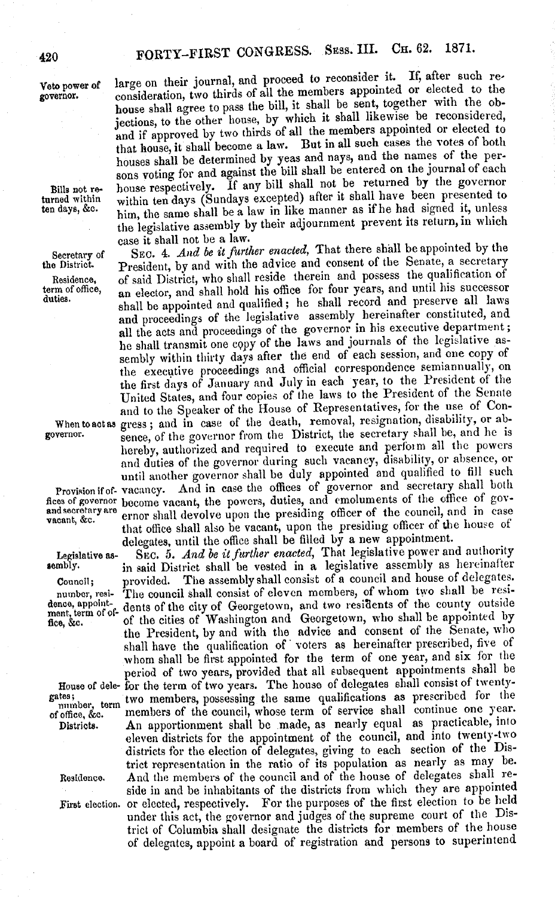large on their journal, and proceed to reconsider it. If, after such reconsideration, two thirds of all the members appointed or elected to the house shall agree to pass the bill, it shall be sent, together with the objections, to the other house, by which it shall likewise be reconsidered, and if approved by two thirds of all the members appointed or elected to that house, it shall become a law. But in all such cases the votes of both houses shall be determined by yeas and nays, and the names of the persons voting for and against the bill shall be entered on the journal of each house respectively. If any bill shall not be returned by the governor within ten days (Sundays excepted) after it shall have been presented to him, the same shall be a law in like manner as if he had signed it, unless the legislative assembly by their adjournment prevent its return, in which case it shall not be a law.

Veto power of governor.

Bills not returned within ten days, &c.

SEC. 4. *And be it further enacted,* That there shall be appointed by the President, by and with the advice and consent of the Senate, a secretary of said District, who shall reside therein and possess the qualification of an elector, and shall hold his office for four years, and until his successor shall be appointed and qualified; he shall record and preserve all laws and proceedings of the legislative assembly hereinafter constituted, and all the acts and proceedings of the governor in his executive department; he shall transmit one copy of the laws and journals of the legislative assembly within thirty days after the end of each session, and one copy of the executive proceedings and official correspondence semiannually, on the first days of January and July in each year, to the President of the United States, and four copies of the laws to the President of the Senate and to the Speaker of the House of Representatives, for the use of Congress; and in case of the death, removal, resignation, disability, or absence, of the governor from the District, the secretary shall be, and he is hereby, authorized and required to execute and perform all the powers and duties of the governor during such vacancy, disability, or absence, or until another governor shall be duly appointed and qualified to fill such vacancy. And in case the offices of governor and secretary shall both become vacant, the powers, duties, and emoluments of the office of governor shall devolve upon the presiding officer of the council, and in case that office shall also be vacant, upon the presiding officer of the house of delegates, until the office shall be filled by a new appointment.

Secretary of the District.

Residence, term of office, duties.

When to act as governor.

Provision if offices of governor and secretary are vacant, &c.

SEC. 5. *And be it further enacted,* That legislative power and authority in said District shall be vested in a legislative assembly as hereinafter provided. The assembly shall consist of a council and house of delegates. The council shall consist of eleven members, of whom two shall be residents of the city of Georgetown, and two residents of the county outside of the cities of Washington and Georgetown, who shall be appointed by the President, by and with the advice and consent of the Senate, who shall have the qualification of voters as hereinafter prescribed, five of whom shall be first appointed for the term of one year, and six for the period of two years, provided that all subsequent appointments shall be for the term of two years. The house of delegates shall consist of twenty-two members, possessing the same qualifications as prescribed for the members of the council, whose term of service shall continue one year. An apportionment shall be made, as nearly equal as practicable, into eleven districts for the appointment of the council, and into twenty-two districts for the election of delegates, giving to each section of the District representation in the ratio of its population as nearly as may be. And the members of the council and of the house of delegates shall reside in and be inhabitants of the districts from which they are appointed or elected, respectively. For the purposes of the first election to be held under this act, the governor and judges of the supreme court of the District of Columbia shall designate the districts for members of the house of delegates, appoint a board of registration and persons to superintend

Legislative assembly.

Council; number, residence, appointment, term of office, &c.

House of delegates; number, term of office, &c.

Districts.

Residence.

First election.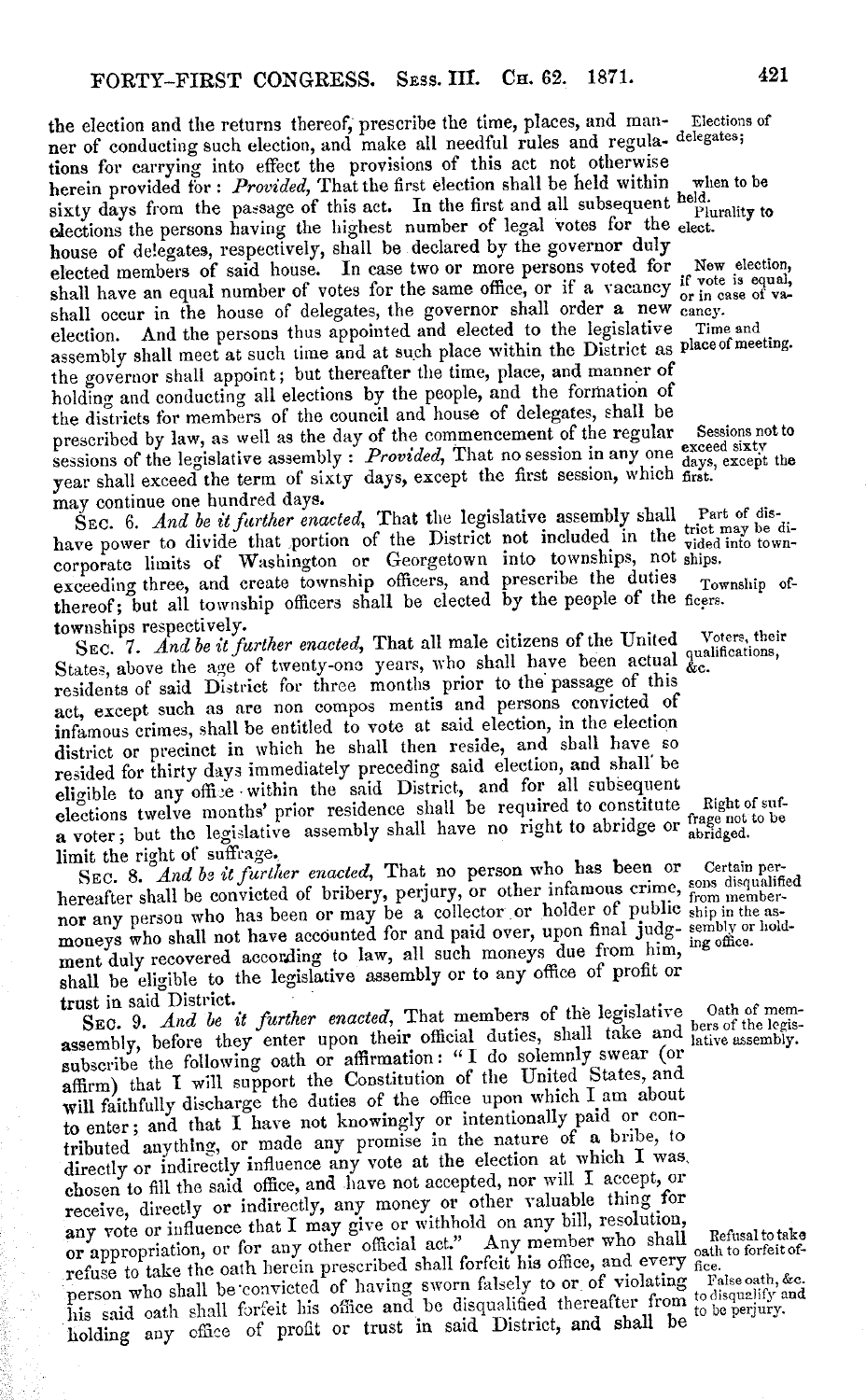the election and the returns thereof, prescribe the time, places, and manner of conducting such election, and make all needful rules and regulations for carrying into effect the provisions of this act not otherwise herein provided for: *Provided*, That the first election shall be held within sixty days from the passage of this act. In the first and all subsequent elections the persons having the highest number of legal votes for the house of delegates, respectively, shall be declared by the governor duly elected members of said house. In case two or more persons voted for shall have an equal number of votes for the same office, or if a vacancy shall occur in the house of delegates, the governor shall order a new election. And the persons thus appointed and elected to the legislative assembly shall meet at such time and at such place within the District as the governor shall appoint; but thereafter the time, place, and manner of holding and conducting all elections by the people, and the formation of the districts for members of the council and house of delegates, shall be prescribed by law, as well as the day of the commencement of the regular sessions of the legislative assembly: *Provided*, That no session in any one year shall exceed the term of sixty days, except the first session, which may continue one hundred days.

Elections of delegates; when to be held. Plurality to elect. New election, if vote is equal, or in case of vacancy. Time and place of meeting. Sessions not to exceed sixty days, except the first.

SEC. 6. *And be it further enacted*, That the legislative assembly shall have power to divide that portion of the District not included in the corporate limits of Washington or Georgetown into townships, not exceeding three, and create township officers, and prescribe the duties thereof; but all township officers shall be elected by the people of the townships respectively.

Part of district may be divided into townships. Township officers.

SEC. 7. *And be it further enacted*, That all male citizens of the United States, above the age of twenty-one years, who shall have been actual residents of said District for three months prior to the passage of this act, except such as are non compos mentis and persons convicted of infamous crimes, shall be entitled to vote at said election, in the election district or precinct in which he shall then reside, and shall have so resided for thirty days immediately preceding said election, and shall be eligible to any office within the said District, and for all subsequent elections twelve months' prior residence shall be required to constitute a voter; but the legislative assembly shall have no right to abridge or limit the right of suffrage.

Voters, their qualifications, &c. Right of suffrage not to be abridged.

SEC. 8. *And be it further enacted*, That no person who has been or hereafter shall be convicted of bribery, perjury, or other infamous crime, nor any person who has been or may be a collector or holder of public moneys who shall not have accounted for and paid over, upon final judgment duly recovered according to law, all such moneys due from him, shall be eligible to the legislative assembly or to any office of profit or trust in said District.

Certain persons disqualified from membership in the assembly or holding office.

SEC. 9. *And be it further enacted*, That members of the legislative assembly, before they enter upon their official duties, shall take and subscribe the following oath or affirmation: "I do solemnly swear (or affirm) that I will support the Constitution of the United States, and will faithfully discharge the duties of the office upon which I am about to enter; and that I have not knowingly or intentionally paid or contributed anything, or made any promise in the nature of a bribe, to directly or indirectly influence any vote at the election at which I was chosen to fill the said office, and have not accepted, nor will I accept, or receive, directly or indirectly, any money or other valuable thing for any vote or influence that I may give or withhold on any bill, resolution, or appropriation, or for any other official act." Any member who shall refuse to take the oath herein prescribed shall forfeit his office, and every person who shall be convicted of having sworn falsely to or of violating his said oath shall forfeit his office and be disqualified thereafter from holding any office of profit or trust in said District, and shall be

Oath of members of the legislative assembly. Refusal to take oath to forfeit office. False oath, &c. to disqualify and to be perjury.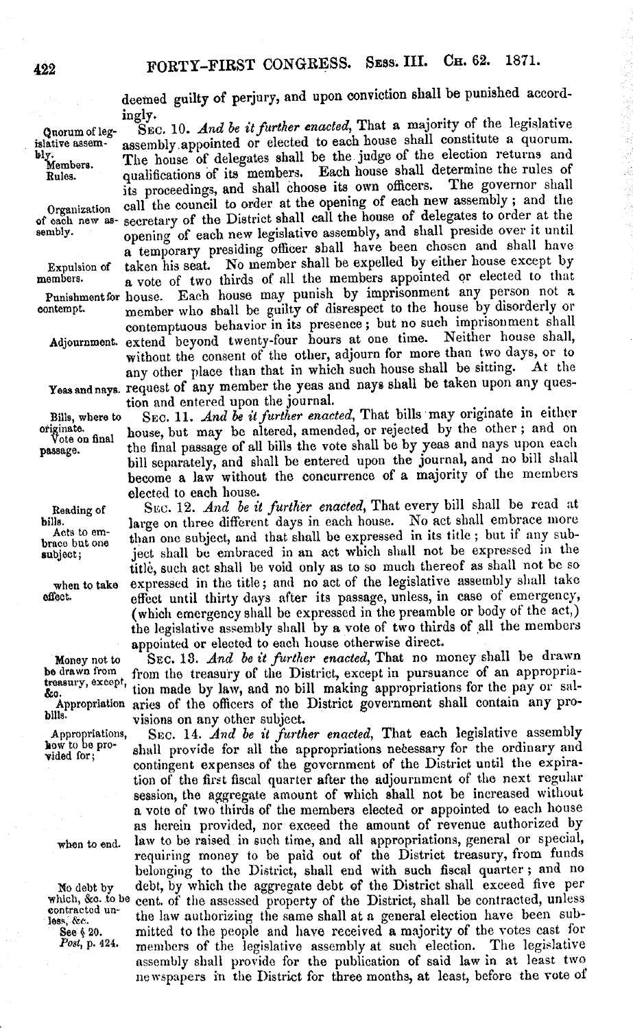deemed guilty of perjury, and upon conviction shall be punished accordingly.

Quorum of legislative assembly. Members. Rules.

SEC. 10. *And be it further enacted*, That a majority of the legislative assembly appointed or elected to each house shall constitute a quorum. The house of delegates shall be the judge of the election returns and qualifications of its members. Each house shall determine the rules of its proceedings, and shall choose its own officers. The governor shall call the council to order at the opening of each new assembly; and the secretary of the District shall call the house of delegates to order at the opening of each new legislative assembly, and shall preside over it until a temporary presiding officer shall have been chosen and shall have taken his seat. No member shall be expelled by either house except by a vote of two thirds of all the members appointed or elected to that house. Each house may punish by imprisonment any person not a member who shall be guilty of disrespect to the house by disorderly or contemptuous behavior in its presence; but no such imprisonment shall extend beyond twenty-four hours at one time. Neither house shall, without the consent of the other, adjourn for more than two days, or to any other place than that in which such house shall be sitting. At the request of any member the yeas and nays shall be taken upon any question and entered upon the journal.

Organization of each new assembly. Expulsion of members. Punishment for contempt. Adjournment. Yeas and nays.

Bills, where to originate. Vote on final passage.

SEC. 11. *And be it further enacted*, That bills may originate in either house, but may be altered, amended, or rejected by the other; and on the final passage of all bills the vote shall be by yeas and nays upon each bill separately, and shall be entered upon the journal, and no bill shall become a law without the concurrence of a majority of the members elected to each house.

Reading of bills. Acts to embrace but one subject; when to take effect.

SEC. 12. *And be it further enacted*, That every bill shall be read at large on three different days in each house. No act shall embrace more than one subject, and that shall be expressed in its title; but if any subject shall be embraced in an act which shall not be expressed in the title, such act shall be void only as to so much thereof as shall not be so expressed in the title; and no act of the legislative assembly shall take effect until thirty days after its passage, unless, in case of emergency, (which emergency shall be expressed in the preamble or body of the act,) the legislative assembly shall by a vote of two thirds of all the members appointed or elected to each house otherwise direct.

Money not to be drawn from treasury, except, &c. Appropriation bills.

SEC. 13. *And be it further enacted*, That no money shall be drawn from the treasury of the District, except in pursuance of an appropriation made by law, and no bill making appropriations for the pay or salaries of the officers of the District government shall contain any provisions on any other subject.

Appropriations, how to be provided for; when to end.

SEC. 14. *And be it further enacted*, That each legislative assembly shall provide for all the appropriations necessary for the ordinary and contingent expenses of the government of the District until the expiration of the first fiscal quarter after the adjournment of the next regular session, the aggregate amount of which shall not be increased without a vote of two thirds of the members elected or appointed to each house as herein provided, nor exceed the amount of revenue authorized by law to be raised in such time, and all appropriations, general or special, requiring money to be paid out of the District treasury, from funds belonging to the District, shall end with such fiscal quarter; and no debt, by which the aggregate debt of the District shall exceed five per cent. of the assessed property of the District, shall be contracted, unless the law authorizing the same shall at a general election have been submitted to the people and have received a majority of the votes cast for members of the legislative assembly at such election. The legislative assembly shall provide for the publication of said law in at least two newspapers in the District for three months, at least, before the vote of

No debt by which, &c. to be contracted unless, &c. See § 20. *Post*, p. 424.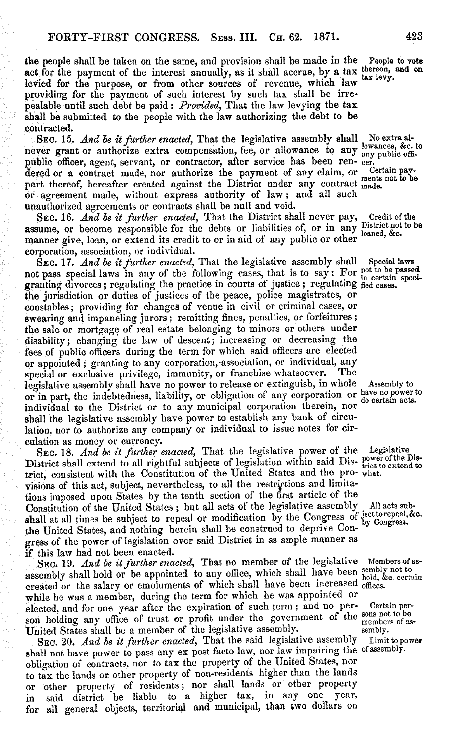the people shall be taken on the same, and provision shall be made in the act for the payment of the interest annually, as it shall accrue, by a tax levied for the purpose, or from other sources of revenue, which law providing for the payment of such interest by such tax shall be irrepealable until such debt be paid: *Provided*, That the law levying the tax shall be submitted to the people with the law authorizing the debt to be contracted.

People to vote thereon, and on tax levy.

SEC. 15. *And be it further enacted*, That the legislative assembly shall never grant or authorize extra compensation, fee, or allowance to any public officer, agent, servant, or contractor, after service has been rendered or a contract made, nor authorize the payment of any claim, or part thereof, hereafter created against the District under any contract or agreement made, without express authority of law; and all such unauthorized agreements or contracts shall be null and void.

No extra allowances, &c. to any public officer.

Certain payments not to be made.

SEC. 16. *And be it further enacted*, That the District shall never pay, assume, or become responsible for the debts or liabilities of, or in any manner give, loan, or extend its credit to or in aid of any public or other corporation, association, or individual.

Credit of the District not to be loaned, &c.

SEC. 17. *And be it further enacted*, That the legislative assembly shall not pass special laws in any of the following cases, that is to say: For granting divorces; regulating the practice in courts of justice; regulating the jurisdiction or duties of justices of the peace, police magistrates, or constables; providing for changes of venue in civil or criminal cases, or swearing and impaneling jurors; remitting fines, penalties, or forfeitures; the sale or mortgage of real estate belonging to minors or others under disability; changing the law of descent; increasing or decreasing the fees of public officers during the term for which said officers are elected or appointed; granting to any corporation, association, or individual, any special or exclusive privilege, immunity, or franchise whatsoever. The legislative assembly shall have no power to release or extinguish, in whole or in part, the indebtedness, liability, or obligation of any corporation or individual to the District or to any municipal corporation therein, nor shall the legislative assembly have power to establish any bank of circulation, nor to authorize any company or individual to issue notes for circulation as money or currency.

Special laws not to be passed in certain specified cases.

Assembly to have no power to do certain acts.

SEC. 18. *And be it further enacted*, That the legislative power of the District shall extend to all rightful subjects of legislation within said District, consistent with the Constitution of the United States and the provisions of this act, subject, nevertheless, to all the restrictions and limitations imposed upon States by the tenth section of the first article of the Constitution of the United States; but all acts of the legislative assembly shall at all times be subject to repeal or modification by the Congress of the United States, and nothing herein shall be construed to deprive Congress of the power of legislation over said District in as ample manner as if this law had not been enacted.

Legislative power of the District to extend to what.

All acts subject to repeal, &c. by Congress.

SEC. 19. *And be it further enacted*, That no member of the legislative assembly shall hold or be appointed to any office, which shall have been created or the salary or emoluments of which shall have been increased while he was a member, during the term for which he was appointed or elected, and for one year after the expiration of such term; and no person holding any office of trust or profit under the government of the United States shall be a member of the legislative assembly.

Members of assembly not to hold, &c. certain offices.

Certain persons not to be members of assembly.

SEC. 20. *And be it further enacted*, That the said legislative assembly shall not have power to pass any ex post facto law, nor law impairing the obligation of contracts, nor to tax the property of the United States, nor to tax the lands or other property of non-residents higher than the lands or other property of residents; nor shall lands or other property in said district be liable to a higher tax, in any one year, for all general objects, territorial and municipal, than two dollars on

Limit to power of assembly.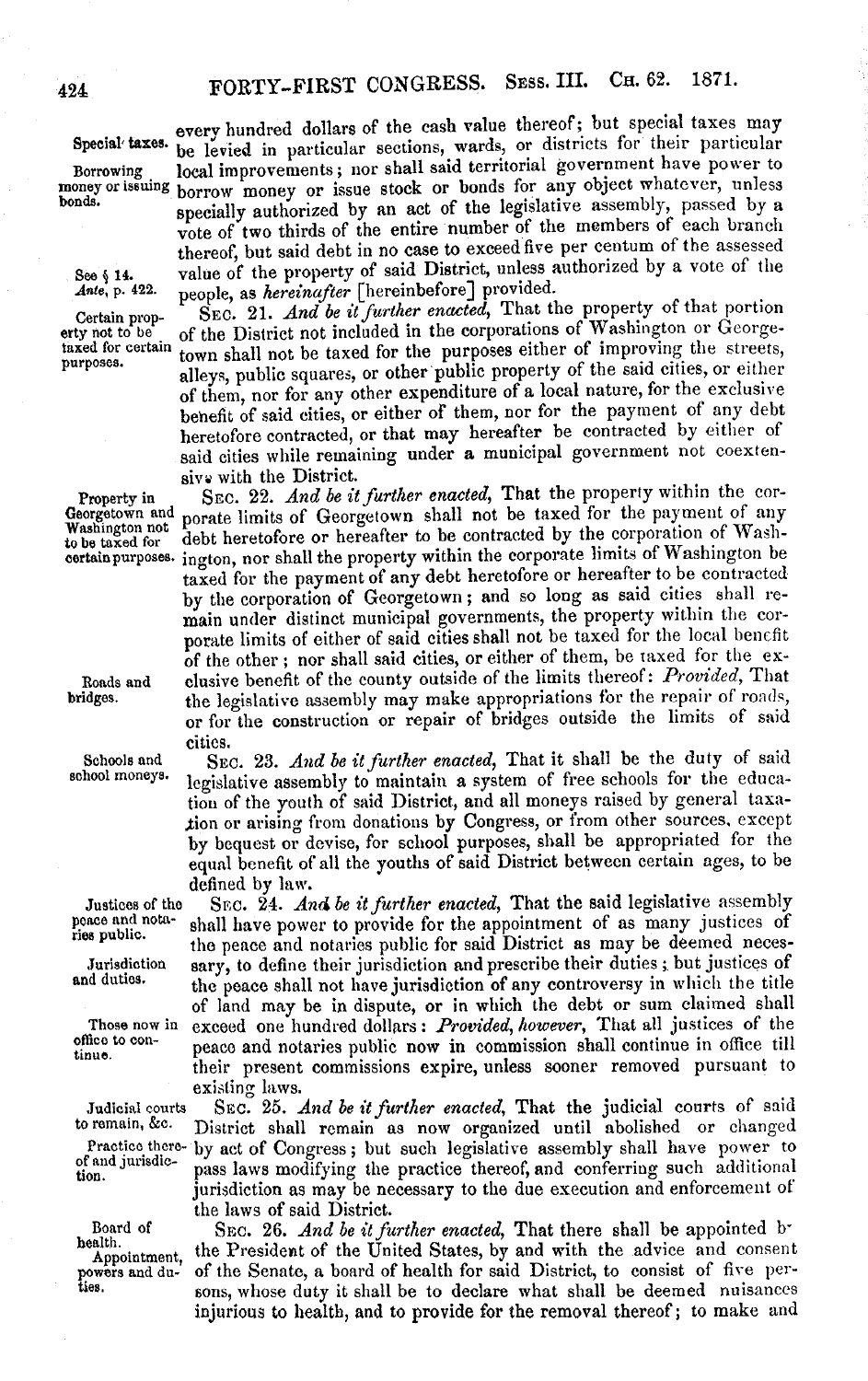every hundred dollars of the cash value thereof; but special taxes may be levied in particular sections, wards, or districts for their particular local improvements; nor shall said territorial government have power to borrow money or issue stock or bonds for any object whatever, unless specially authorized by an act of the legislative assembly, passed by a vote of two thirds of the entire number of the members of each branch thereof, but said debt in no case to exceed five per centum of the assessed value of the property of said District, unless authorized by a vote of the people, as *hereinafter* [hereinbefore] provided.

Special taxes.

Borrowing money or issuing bonds.

See § 14. *Ante*, p. 422.

Certain property not to be taxed for certain purposes.

SEC. 21. *And be it further enacted*, That the property of that portion of the District not included in the corporations of Washington or Georgetown shall not be taxed for the purposes either of improving the streets, alleys, public squares, or other public property of the said cities, or either of them, nor for any other expenditure of a local nature, for the exclusive benefit of said cities, or either of them, nor for the payment of any debt heretofore contracted, or that may hereafter be contracted by either of said cities while remaining under a municipal government not coextensive with the District.

Property in Georgetown and Washington not to be taxed for certain purposes.

SEC. 22. *And be it further enacted*, That the property within the corporate limits of Georgetown shall not be taxed for the payment of any debt heretofore or hereafter to be contracted by the corporation of Washington, nor shall the property within the corporate limits of Washington be taxed for the payment of any debt heretofore or hereafter to be contracted by the corporation of Georgetown; and so long as said cities shall remain under distinct municipal governments, the property within the corporate limits of either of said cities shall not be taxed for the local benefit of the other; nor shall said cities, or either of them, be taxed for the exclusive benefit of the county outside of the limits thereof: *Provided*, That the legislative assembly may make appropriations for the repair of roads, or for the construction or repair of bridges outside the limits of said cities.

Roads and bridges.

Schools and school moneys.

SEC. 23. *And be it further enacted*, That it shall be the duty of said legislative assembly to maintain a system of free schools for the education of the youth of said District, and all moneys raised by general taxation or arising from donations by Congress, or from other sources, except by bequest or devise, for school purposes, shall be appropriated for the equal benefit of all the youths of said District between certain ages, to be defined by law.

Justices of the peace and notaries public.

Jurisdiction and duties.

Those now in office to continue.

SEC. 24. *And be it further enacted*, That the said legislative assembly shall have power to provide for the appointment of as many justices of the peace and notaries public for said District as may be deemed necessary, to define their jurisdiction and prescribe their duties; but justices of the peace shall not have jurisdiction of any controversy in which the title of land may be in dispute, or in which the debt or sum claimed shall exceed one hundred dollars: *Provided, however*, That all justices of the peace and notaries public now in commission shall continue in office till their present commissions expire, unless sooner removed pursuant to existing laws.

Judicial courts to remain, &c.

Practice thereof and jurisdiction.

SEC. 25. *And be it further enacted*, That the judicial courts of said District shall remain as now organized until abolished or changed by act of Congress; but such legislative assembly shall have power to pass laws modifying the practice thereof, and conferring such additional jurisdiction as may be necessary to the due execution and enforcement of the laws of said District.

Board of health.

Appointment, powers and duties.

SEC. 26. *And be it further enacted*, That there shall be appointed by the President of the United States, by and with the advice and consent of the Senate, a board of health for said District, to consist of five persons, whose duty it shall be to declare what shall be deemed nuisances injurious to health, and to provide for the removal thereof; to make and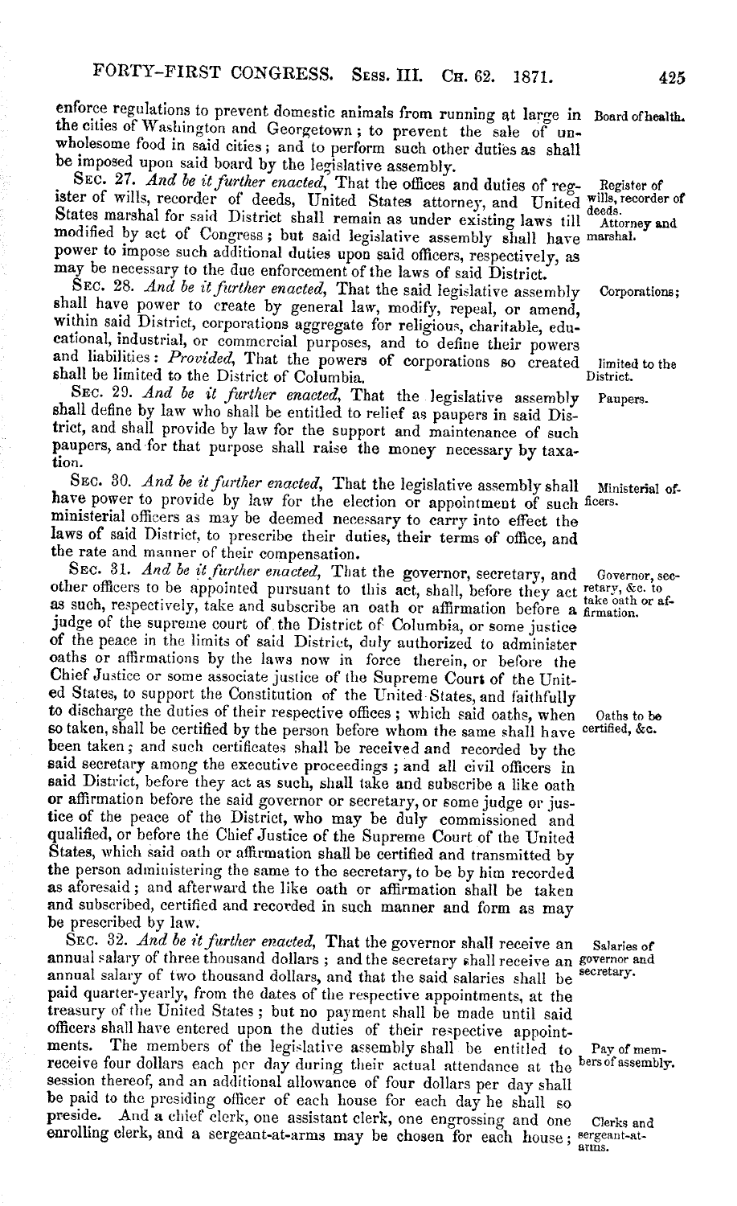enforce regulations to prevent domestic animals from running at large in the cities of Washington and Georgetown; to prevent the sale of unwholesome food in said cities; and to perform such other duties as shall be imposed upon said board by the legislative assembly.

Board of health.

SEC. 27. *And be it further enacted*, That the offices and duties of register of wills, recorder of deeds, United States attorney, and United States marshal for said District shall remain as under existing laws till modified by act of Congress; but said legislative assembly shall have power to impose such additional duties upon said officers, respectively, as may be necessary to the due enforcement of the laws of said District.

Register of wills, recorder of deeds. Attorney and marshal.

SEC. 28. *And be it further enacted*, That the said legislative assembly shall have power to create by general law, modify, repeal, or amend, within said District, corporations aggregate for religious, charitable, educational, industrial, or commercial purposes, and to define their powers and liabilities: *Provided*, That the powers of corporations so created shall be limited to the District of Columbia.

Corporations; limited to the District.

SEC. 29. *And be it further enacted*, That the legislative assembly shall define by law who shall be entitled to relief as paupers in said District, and shall provide by law for the support and maintenance of such paupers, and for that purpose shall raise the money necessary by taxation.

Paupers.

SEC. 30. *And be it further enacted*, That the legislative assembly shall have power to provide by law for the election or appointment of such ministerial officers as may be deemed necessary to carry into effect the laws of said District, to prescribe their duties, their terms of office, and the rate and manner of their compensation.

Ministerial officers.

SEC. 31. *And be it further enacted*, That the governor, secretary, and other officers to be appointed pursuant to this act, shall, before they act as such, respectively, take and subscribe an oath or affirmation before a judge of the supreme court of the District of Columbia, or some justice of the peace in the limits of said District, duly authorized to administer oaths or affirmations by the laws now in force therein, or before the Chief Justice or some associate justice of the Supreme Court of the United States, to support the Constitution of the United States, and faithfully to discharge the duties of their respective offices; which said oaths, when so taken, shall be certified by the person before whom the same shall have been taken; and such certificates shall be received and recorded by the said secretary among the executive proceedings; and all civil officers in said District, before they act as such, shall take and subscribe a like oath or affirmation before the said governor or secretary, or some judge or justice of the peace of the District, who may be duly commissioned and qualified, or before the Chief Justice of the Supreme Court of the United States, which said oath or affirmation shall be certified and transmitted by the person administering the same to the secretary, to be by him recorded as aforesaid; and afterward the like oath or affirmation shall be taken and subscribed, certified and recorded in such manner and form as may be prescribed by law.

Governor, secretary, &c. to take oath or affirmation.

Oaths to be certified, &c.

SEC. 32. *And be it further enacted*, That the governor shall receive an annual salary of three thousand dollars; and the secretary shall receive an annual salary of two thousand dollars, and that the said salaries shall be paid quarter-yearly, from the dates of the respective appointments, at the treasury of the United States; but no payment shall be made until said officers shall have entered upon the duties of their respective appointments. The members of the legislative assembly shall be entitled to receive four dollars each per day during their actual attendance at the session thereof, and an additional allowance of four dollars per day shall be paid to the presiding officer of each house for each day he shall so preside. And a chief clerk, one assistant clerk, one engrossing and one enrolling clerk, and a sergeant-at-arms may be chosen for each house;

Salaries of governor and secretary.

Pay of members of assembly.

Clerks and sergeant-at-arms.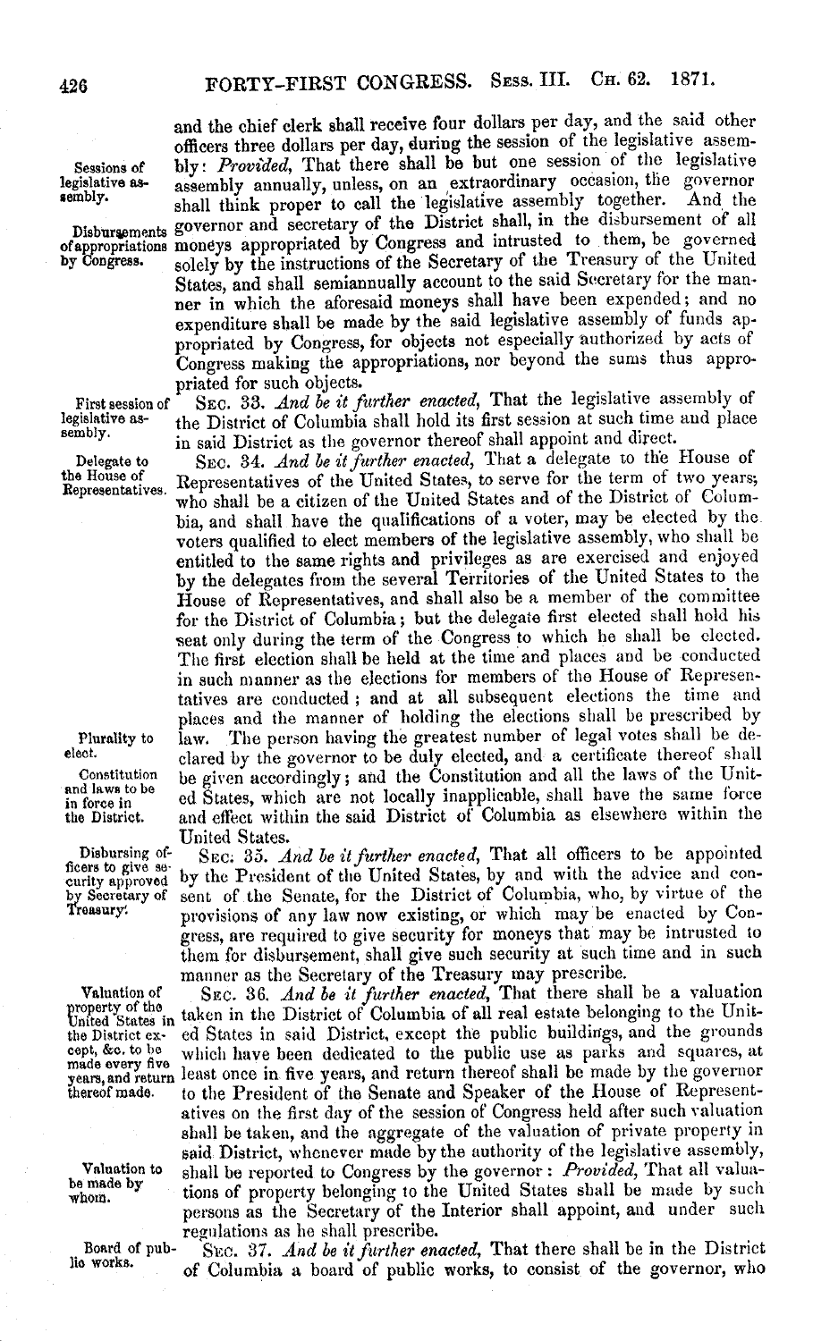and the chief clerk shall receive four dollars per day, and the said other officers three dollars per day, during the session of the legislative assembly: *Provided*, That there shall be but one session of the legislative assembly annually, unless, on an extraordinary occasion, the governor shall think proper to call the legislative assembly together. And the governor and secretary of the District shall, in the disbursement of all moneys appropriated by Congress and intrusted to them, be governed solely by the instructions of the Secretary of the Treasury of the United States, and shall semiannually account to the said Secretary for the manner in which the aforesaid moneys shall have been expended; and no expenditure shall be made by the said legislative assembly of funds appropriated by Congress, for objects not especially authorized by acts of Congress making the appropriations, nor beyond the sums thus appropriated for such objects.

Sessions of legislative assembly.

Disbursements of appropriations by Congress.

SEC. 33. *And be it further enacted*, That the legislative assembly of the District of Columbia shall hold its first session at such time and place in said District as the governor thereof shall appoint and direct.

First session of legislative assembly.

SEC. 34. *And be it further enacted*, That a delegate to the House of Representatives of the United States, to serve for the term of two years, who shall be a citizen of the United States and of the District of Columbia, and shall have the qualifications of a voter, may be elected by the voters qualified to elect members of the legislative assembly, who shall be entitled to the same rights and privileges as are exercised and enjoyed by the delegates from the several Territories of the United States to the House of Representatives, and shall also be a member of the committee for the District of Columbia; but the delegate first elected shall hold his seat only during the term of the Congress to which he shall be elected. The first election shall be held at the time and places and be conducted in such manner as the elections for members of the House of Representatives are conducted; and at all subsequent elections the time and places and the manner of holding the elections shall be prescribed by law. The person having the greatest number of legal votes shall be declared by the governor to be duly elected, and a certificate thereof shall be given accordingly; and the Constitution and all the laws of the United States, which are not locally inapplicable, shall have the same force and effect within the said District of Columbia as elsewhere within the United States.

Delegate to the House of Representatives.

Plurality to elect.

Constitution and laws to be in force in the District.

SEC. 35. *And be it further enacted*, That all officers to be appointed by the President of the United States, by and with the advice and consent of the Senate, for the District of Columbia, who, by virtue of the provisions of any law now existing, or which may be enacted by Congress, are required to give security for moneys that may be intrusted to them for disbursement, shall give such security at such time and in such manner as the Secretary of the Treasury may prescribe.

Disbursing officers to give security approved by Secretary of Treasury.

SEC. 36. *And be it further enacted*, That there shall be a valuation taken in the District of Columbia of all real estate belonging to the United States in said District, except the public buildings, and the grounds which have been dedicated to the public use as parks and squares, at least once in five years, and return thereof shall be made by the governor to the President of the Senate and Speaker of the House of Representatives on the first day of the session of Congress held after such valuation shall be taken, and the aggregate of the valuation of private property in said District, whenever made by the authority of the legislative assembly, shall be reported to Congress by the governor: *Provided*, That all valuations of property belonging to the United States shall be made by such persons as the Secretary of the Interior shall appoint, and under such regulations as he shall prescribe.

Valuation of property of the United States in the District except, &c. to be made every five years, and return thereof made.

Valuation to be made by whom.

SEC. 37. *And be it further enacted*, That there shall be in the District of Columbia a board of public works, to consist of the governor, who

Board of public works.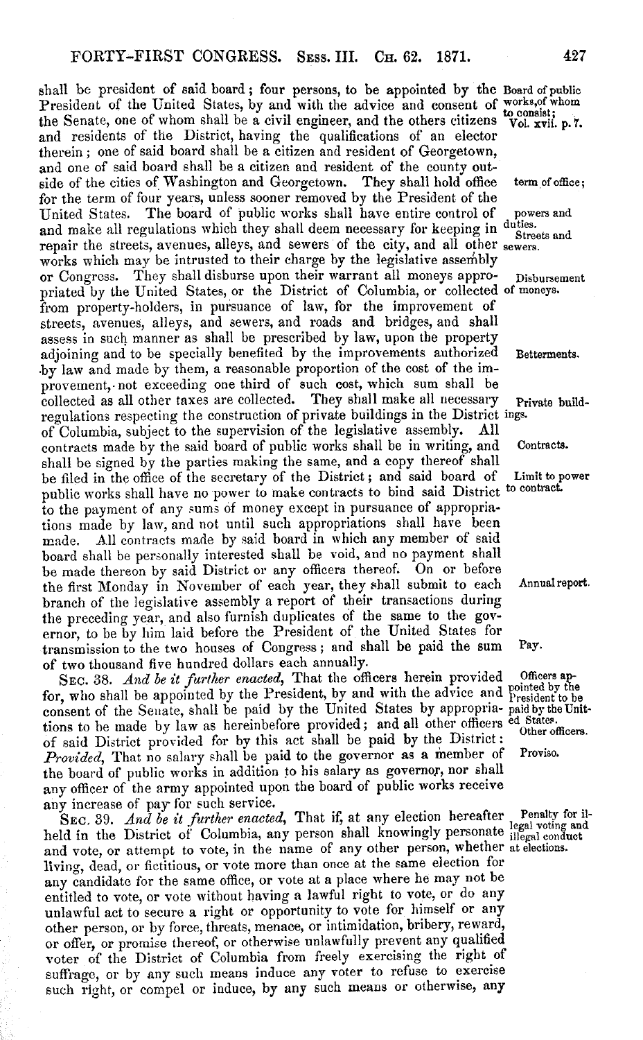shall be president of said board; four persons, to be appointed by the President of the United States, by and with the advice and consent of the Senate, one of whom shall be a civil engineer, and the others citizens and residents of the District, having the qualifications of an elector therein; one of said board shall be a citizen and resident of Georgetown, and one of said board shall be a citizen and resident of the county outside of the cities of Washington and Georgetown. They shall hold office for the term of four years, unless sooner removed by the President of the United States. The board of public works shall have entire control of and make all regulations which they shall deem necessary for keeping in repair the streets, avenues, alleys, and sewers of the city, and all other works which may be intrusted to their charge by the legislative assembly or Congress. They shall disburse upon their warrant all moneys appropriated by the United States, or the District of Columbia, or collected from property-holders, in pursuance of law, for the improvement of streets, avenues, alleys, and sewers, and roads and bridges, and shall assess in such manner as shall be prescribed by law, upon the property adjoining and to be specially benefited by the improvements authorized by law and made by them, a reasonable proportion of the cost of the improvement, not exceeding one third of such cost, which sum shall be collected as all other taxes are collected. They shall make all necessary regulations respecting the construction of private buildings in the District of Columbia, subject to the supervision of the legislative assembly. All contracts made by the said board of public works shall be in writing, and shall be signed by the parties making the same, and a copy thereof shall be filed in the office of the secretary of the District; and said board of public works shall have no power to make contracts to bind said District to the payment of any sums of money except in pursuance of appropriations made by law, and not until such appropriations shall have been made. All contracts made by said board in which any member of said board shall be personally interested shall be void, and no payment shall be made thereon by said District or any officers thereof. On or before the first Monday in November of each year, they shall submit to each branch of the legislative assembly a report of their transactions during the preceding year, and also furnish duplicates of the same to the governor, to be by him laid before the President of the United States for transmission to the two houses of Congress; and shall be paid the sum of two thousand five hundred dollars each annually.

Board of public works, of whom to consist; Vol. xvii. p. 7.

term of office;

powers and duties. Streets and sewers.

Disbursement of moneys.

Betterments.

Private buildings.

Contracts.

Limit to power to contract.

Annual report.

Pay.

SEC. 38. *And be it further enacted*, That the officers herein provided for, who shall be appointed by the President, by and with the advice and consent of the Senate, shall be paid by the United States by appropriations to be made by law as hereinbefore provided; and all other officers of said District provided for by this act shall be paid by the District: *Provided*, That no salary shall be paid to the governor as a member of the board of public works in addition to his salary as governor, nor shall any officer of the army appointed upon the board of public works receive any increase of pay for such service.

Officers appointed by the President to be paid by the United States.

Other officers.

Proviso.

SEC. 39. *And be it further enacted*, That if, at any election hereafter held in the District of Columbia, any person shall knowingly personate and vote, or attempt to vote, in the name of any other person, whether living, dead, or fictitious, or vote more than once at the same election for any candidate for the same office, or vote at a place where he may not be entitled to vote, or vote without having a lawful right to vote, or do any unlawful act to secure a right or opportunity to vote for himself or any other person, or by force, threats, menace, or intimidation, bribery, reward, or offer, or promise thereof, or otherwise unlawfully prevent any qualified voter of the District of Columbia from freely exercising the right of suffrage, or by any such means induce any voter to refuse to exercise such right, or compel or induce, by any such means or otherwise, any

Penalty for illegal voting and illegal conduct at elections.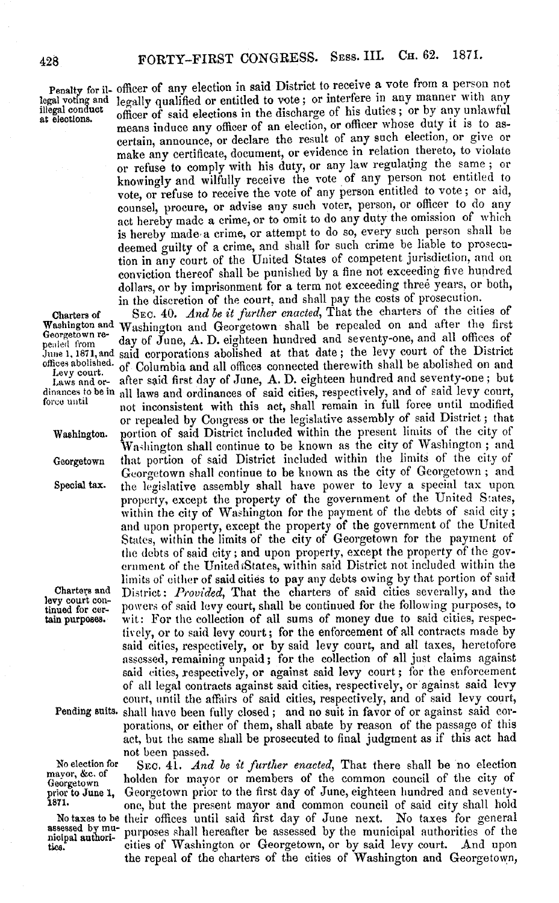Penalty for illegal voting and illegal conduct at elections.

officer of any election in said District to receive a vote from a person not legally qualified or entitled to vote; or interfere in any manner with any officer of said elections in the discharge of his duties; or by any unlawful means induce any officer of an election, or officer whose duty it is to ascertain, announce, or declare the result of any such election, or give or make any certificate, document, or evidence in relation thereto, to violate or refuse to comply with his duty, or any law regulating the same; or knowingly and wilfully receive the vote of any person not entitled to vote, or refuse to receive the vote of any person entitled to vote; or aid, counsel, procure, or advise any such voter, person, or officer to do any act hereby made a crime, or to omit to do any duty the omission of which is hereby made a crime, or attempt to do so, every such person shall be deemed guilty of a crime, and shall for such crime be liable to prosecution in any court of the United States of competent jurisdiction, and on conviction thereof shall be punished by a fine not exceeding five hundred dollars, or by imprisonment for a term not exceeding three years, or both, in the discretion of the court, and shall pay the costs of prosecution.

Charters of Washington and Georgetown repealed from June 1, 1871, and offices abolished. Levy court. Laws and ordinances to be in force until

SEC. 40. *And be it further enacted*, That the charters of the cities of Washington and Georgetown shall be repealed on and after the first day of June, A. D. eighteen hundred and seventy-one, and all offices of said corporations abolished at that date; the levy court of the District of Columbia and all offices connected therewith shall be abolished on and after said first day of June, A. D. eighteen hundred and seventy-one; but all laws and ordinances of said cities, respectively, and of said levy court, not inconsistent with this act, shall remain in full force until modified or repealed by Congress or the legislative assembly of said District; that portion of said District included within the present limits of the city of Washington shall continue to be known as the city of Washington; and that portion of said District included within the limits of the city of Georgetown shall continue to be known as the city of Georgetown; and the legislative assembly shall have power to levy a special tax upon property, except the property of the government of the United States, within the city of Washington for the payment of the debts of said city; and upon property, except the property of the government of the United States, within the limits of the city of Georgetown for the payment of the debts of said city; and upon property, except the property of the government of the United States, within said District not included within the limits of either of said cities to pay any debts owing by that portion of said District: *Provided*, That the charters of said cities severally, and the powers of said levy court, shall be continued for the following purposes, to wit: For the collection of all sums of money due to said cities, respectively, or to said levy court; for the enforcement of all contracts made by said cities, respectively, or by said levy court, and all taxes, heretofore assessed, remaining unpaid; for the collection of all just claims against said cities, respectively, or against said levy court; for the enforcement of all legal contracts against said cities, respectively, or against said levy court, until the affairs of said cities, respectively, and of said levy court, shall have been fully closed; and no suit in favor of or against said corporations, or either of them, shall abate by reason of the passage of this act, but the same shall be prosecuted to final judgment as if this act had not been passed.

Washington.

Georgetown

Special tax.

Charters and levy court continued for certain purposes.

Pending suits.

No election for mayor, &c. of Georgetown prior to June 1, 1871.

SEC. 41. *And be it further enacted*, That there shall be no election holden for mayor or members of the common council of the city of Georgetown prior to the first day of June, eighteen hundred and seventy-one, but the present mayor and common council of said city shall hold their offices until said first day of June next. No taxes for general purposes shall hereafter be assessed by the municipal authorities of the cities of Washington or Georgetown, or by said levy court. And upon the repeal of the charters of the cities of Washington and Georgetown,

No taxes to be assessed by municipal authorities.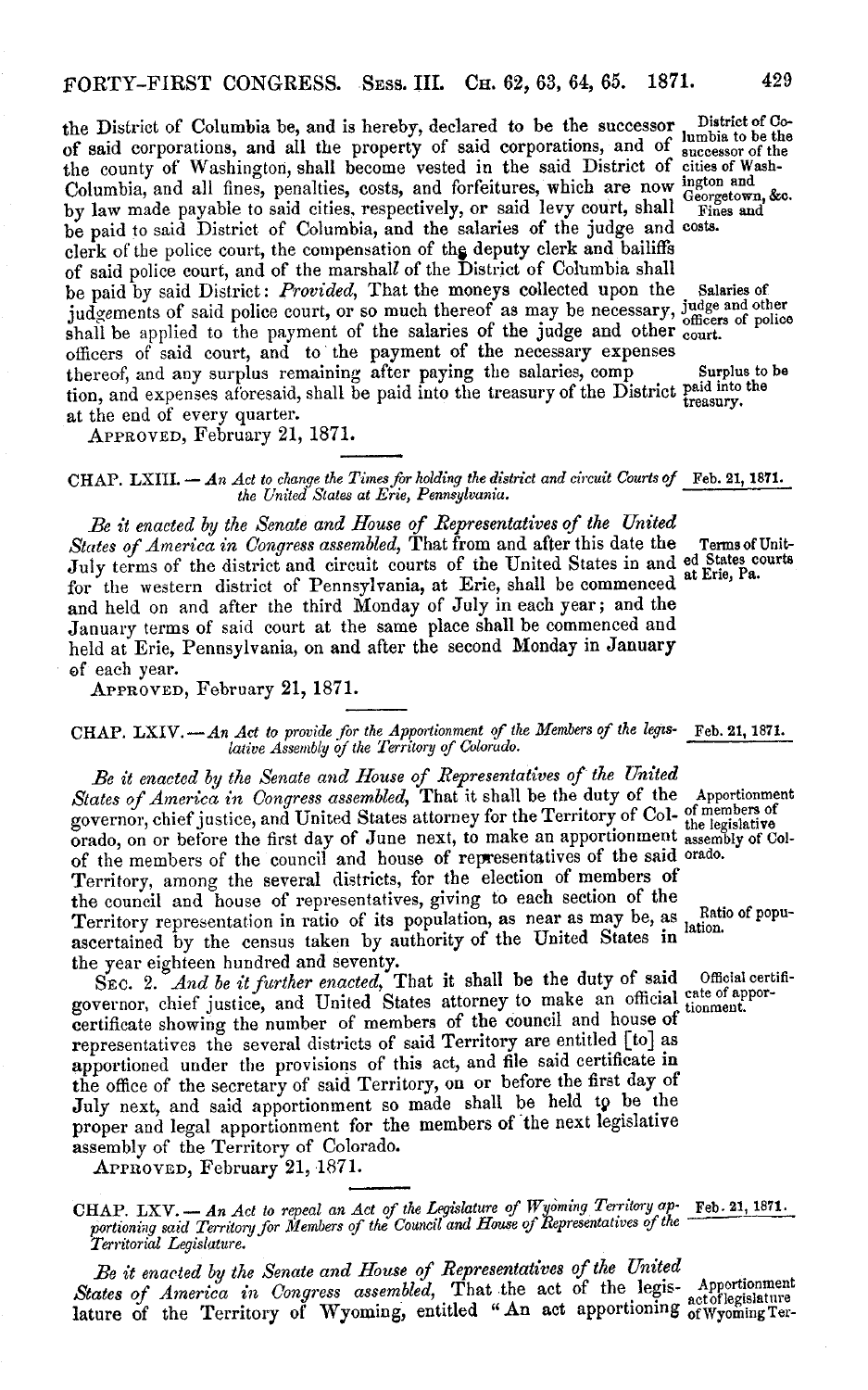the District of Columbia be, and is hereby, declared to be the successor of said corporations, and all the property of said corporations, and of the county of Washington, shall become vested in the said District of Columbia, and all fines, penalties, costs, and forfeitures, which are now by law made payable to said cities, respectively, or said levy court, shall be paid to said District of Columbia, and the salaries of the judge and clerk of the police court, the compensation of the deputy clerk and bailiffs of said police court, and of the marshal of the District of Columbia shall be paid by said District: *Provided*, That the moneys collected upon the judgements of said police court, or so much thereof as may be necessary, shall be applied to the payment of the salaries of the judge and other officers of said court, and to the payment of the necessary expenses thereof, and any surplus remaining after paying the salaries, compensation, and expenses aforesaid, shall be paid into the treasury of the District at the end of every quarter.

District of Columbia to be the successor of the cities of Washington and Georgetown, &c.

Fines and costs.

Salaries of judge and other officers of police court.

Surplus to be paid into the treasury.

APPROVED, February 21, 1871.

---

CHAP. LXIII. — *An Act to change the Times for holding the district and circuit Courts of the United States at Erie, Pennsylvania.*

Feb. 21, 1871.

*Be it enacted by the Senate and House of Representatives of the United States of America in Congress assembled*, That from and after this date the July terms of the district and circuit courts of the United States in and for the western district of Pennsylvania, at Erie, shall be commenced and held on and after the third Monday of July in each year; and the January terms of said court at the same place shall be commenced and held at Erie, Pennsylvania, on and after the second Monday in January of each year.

Terms of United States courts at Erie, Pa.

APPROVED, February 21, 1871.

---

CHAP. LXIV. — *An Act to provide for the Apportionment of the Members of the legislative Assembly of the Territory of Colorado.*

Feb. 21, 1871.

*Be it enacted by the Senate and House of Representatives of the United States of America in Congress assembled*, That it shall be the duty of the governor, chief justice, and United States attorney for the Territory of Colorado, on or before the first day of June next, to make an apportionment of the members of the council and house of representatives of the said Territory, among the several districts, for the election of members of the council and house of representatives, giving to each section of the Territory representation in ratio of its population, as near as may be, as ascertained by the census taken by authority of the United States in the year eighteen hundred and seventy.

Apportionment of members of the legislative assembly of Colorado.

Ratio of population.

SEC. 2. *And be it further enacted*, That it shall be the duty of said governor, chief justice, and United States attorney to make an official certificate showing the number of members of the council and house of representatives the several districts of said Territory are entitled [to] as apportioned under the provisions of this act, and file said certificate in the office of the secretary of said Territory, on or before the first day of July next, and said apportionment so made shall be held to be the proper and legal apportionment for the members of the next legislative assembly of the Territory of Colorado.

Official certificate of apportionment.

APPROVED, February 21, 1871.

---

CHAP. LXV. — *An Act to repeal an Act of the Legislature of Wyoming Territory apportioning said Territory for Members of the Council and House of Representatives of the Territorial Legislature.*

Feb. 21, 1871.

*Be it enacted by the Senate and House of Representatives of the United States of America in Congress assembled*, That the act of the legislature of the Territory of Wyoming, entitled "An act apportioning

Apportionment act of legislature of Wyoming Ter-